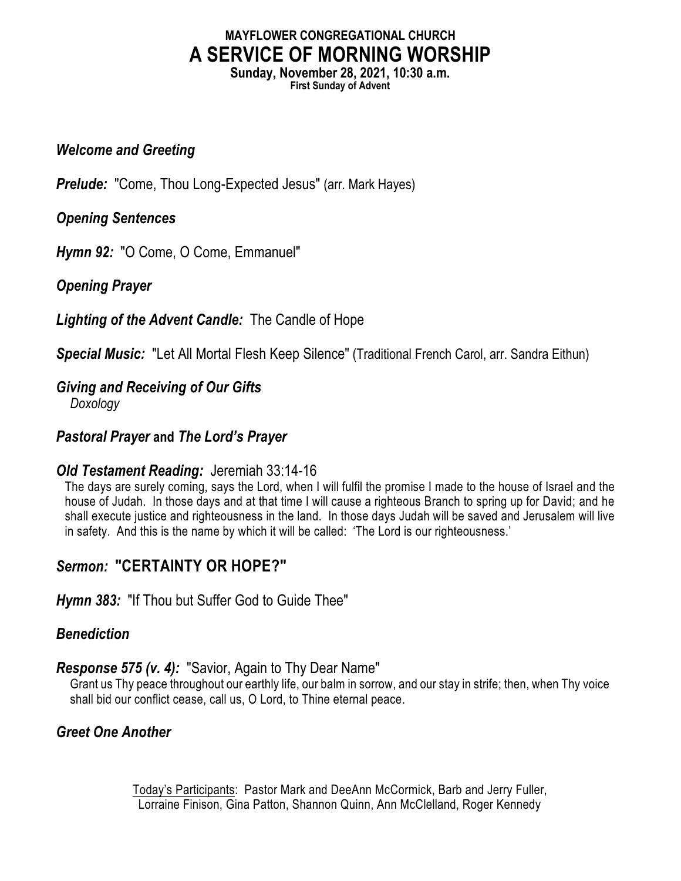# MAYFLOWER CONGREGATIONAL CHURCH

# A SERVICE OF MORNING WORSHIP

**Sunday, November 28, 2021, 10:30 a.m.**

**First Sunday of Advent**

***Welcome and Greeting***

***Prelude:*** "Come, Thou Long-Expected Jesus" (arr. Mark Hayes)

***Opening Sentences***

***Hymn 92:*** "O Come, O Come, Emmanuel"

***Opening Prayer***

***Lighting of the Advent Candle:*** The Candle of Hope

***Special Music:*** "Let All Mortal Flesh Keep Silence" (Traditional French Carol, arr. Sandra Eithun)

***Giving and Receiving of Our Gifts***

*Doxology*

***Pastoral Prayer* and *The Lord's Prayer***

***Old Testament Reading:*** Jeremiah 33:14-16

The days are surely coming, says the Lord, when I will fulfil the promise I made to the house of Israel and the house of Judah. In those days and at that time I will cause a righteous Branch to spring up for David; and he shall execute justice and righteousness in the land. In those days Judah will be saved and Jerusalem will live in safety. And this is the name by which it will be called: 'The Lord is our righteousness.'

***Sermon:*** **"CERTAINTY OR HOPE?"**

***Hymn 383:*** "If Thou but Suffer God to Guide Thee"

***Benediction***

***Response 575 (v. 4):*** "Savior, Again to Thy Dear Name"

Grant us Thy peace throughout our earthly life, our balm in sorrow, and our stay in strife; then, when Thy voice shall bid our conflict cease, call us, O Lord, to Thine eternal peace.

***Greet One Another***

Today's Participants: Pastor Mark and DeeAnn McCormick, Barb and Jerry Fuller, Lorraine Finison, Gina Patton, Shannon Quinn, Ann McClelland, Roger Kennedy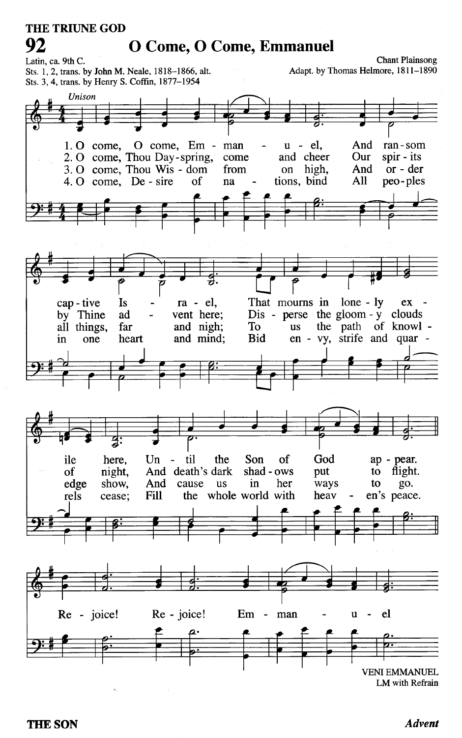THE TRIUNE GOD

# 92 O Come, O Come, Emmanuel

Latin, ca. 9th C.
Sts. 1, 2, trans. by John M. Neale, 1818–1866, alt.
Sts. 3, 4, trans. by Henry S. Coffin, 1877–1954

Chant Plainsong
Adapt. by Thomas Helmore, 1811–1890

*Unison*

1. O come, O come, Emmanuel, And ransom captive Israel, That mourns in lonely exile here, Until the Son of God appear.
2. O come, Thou Dayspring, come and cheer Our spirits by Thine advent here; Disperse the gloomy clouds of night, And death's dark shadows put to flight.
3. O come, Thou Wisdom from on high, And order all things, far and nigh; To us the path of knowledge show, And cause us in her ways to go.
4. O come, Desire of nations, bind All peoples in one heart and mind; Bid envy, strife and quarrels cease; Fill the whole world with heaven's peace.

Rejoice! Rejoice! Emmanuel

VENI EMMANUEL
LM with Refrain

THE SON

*Advent*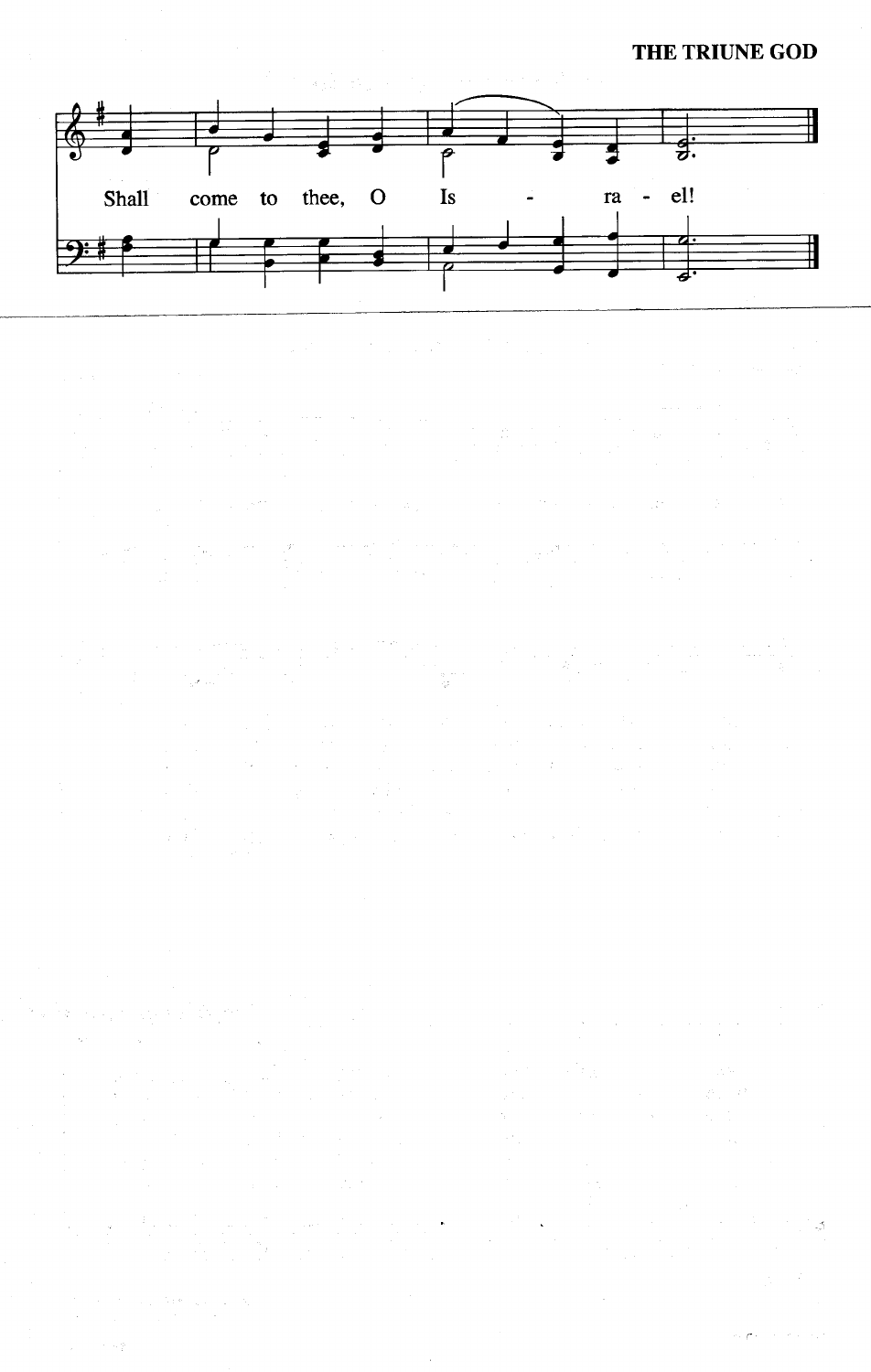Shall come to thee, O Is - ra - el!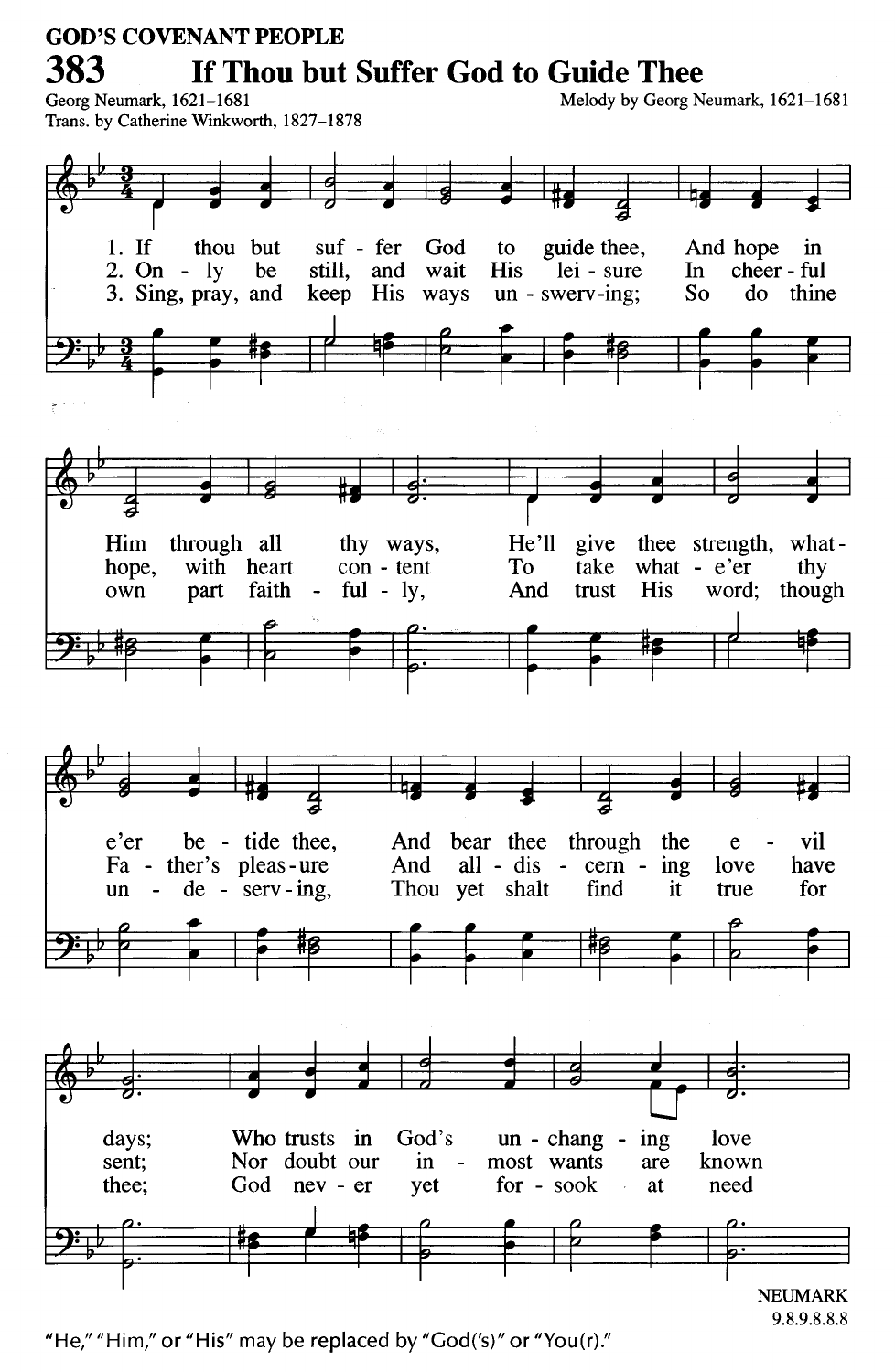**GOD'S COVENANT PEOPLE**

# 383 If Thou but Suffer God to Guide Thee

Georg Neumark, 1621–1681
Trans. by Catherine Winkworth, 1827–1878

Melody by Georg Neumark, 1621–1681

1. If thou but suf - fer God to guide thee, And hope in Him through all thy ways, He'll give thee strength, what - e'er be - tide thee, And bear thee through the e - vil days; Who trusts in God's un - chang - ing love

2. On - ly be still, and wait His lei - sure In cheer - ful hope, with heart con - tent To take what - e'er thy Fa - ther's pleas - ure And all - dis - cern - ing love have sent; Nor doubt our in - most wants are known

3. Sing, pray, and keep His ways un - swerv - ing; So do thine own part faith - ful - ly, And trust His word; though un - de - serv - ing, Thou yet shalt find it true for thee; God nev - er yet for - sook at need

NEUMARK
9.8.9.8.8.8

"He," "Him," or "His" may be replaced by "God('s)" or "You(r)."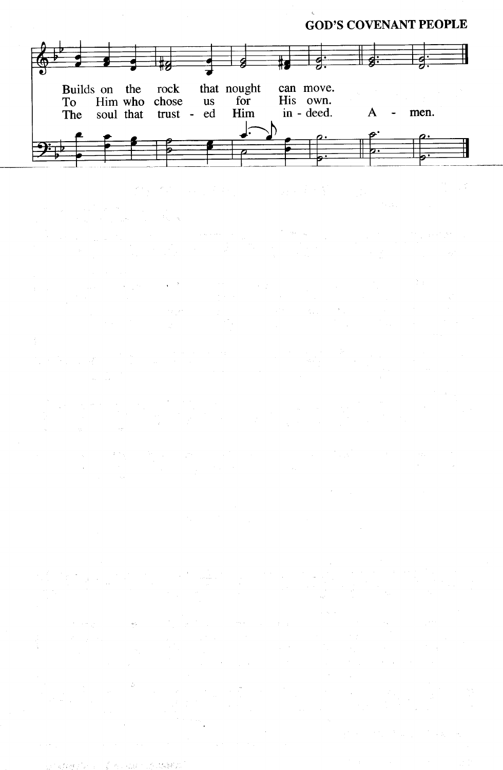Builds on the rock that nought can move.
To Him who chose us for His own.
The soul that trust - ed Him in - deed. A - men.